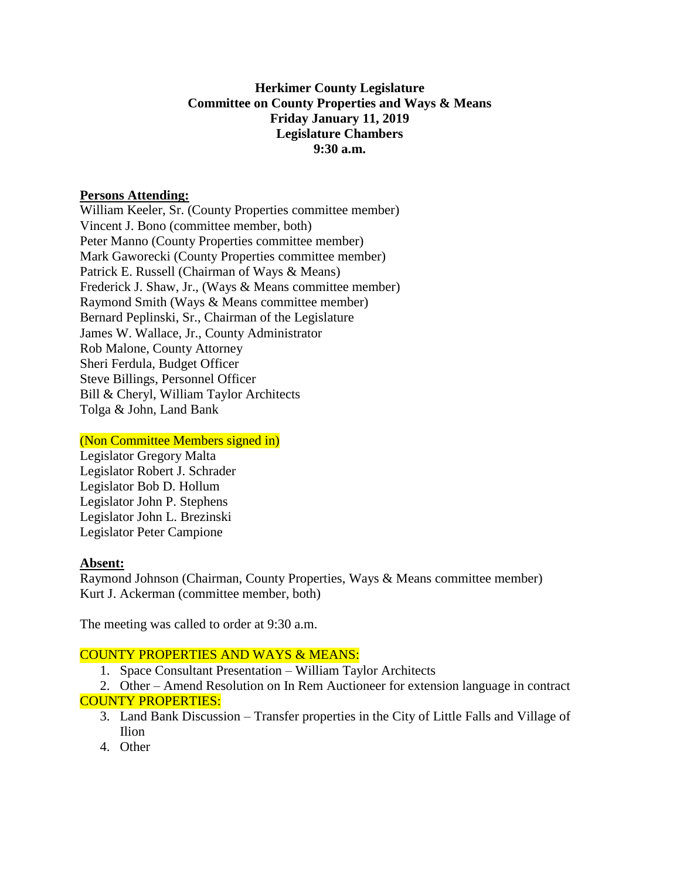**Herkimer County Legislature**
**Committee on County Properties and Ways & Means**
**Friday January 11, 2019**
**Legislature Chambers**
**9:30 a.m.**

**Persons Attending:**

William Keeler, Sr. (County Properties committee member)
Vincent J. Bono (committee member, both)
Peter Manno (County Properties committee member)
Mark Gaworecki (County Properties committee member)
Patrick E. Russell (Chairman of Ways & Means)
Frederick J. Shaw, Jr., (Ways & Means committee member)
Raymond Smith (Ways & Means committee member)
Bernard Peplinski, Sr., Chairman of the Legislature
James W. Wallace, Jr., County Administrator
Rob Malone, County Attorney
Sheri Ferdula, Budget Officer
Steve Billings, Personnel Officer
Bill & Cheryl, William Taylor Architects
Tolga & John, Land Bank

(Non Committee Members signed in)

Legislator Gregory Malta
Legislator Robert J. Schrader
Legislator Bob D. Hollum
Legislator John P. Stephens
Legislator John L. Brezinski
Legislator Peter Campione

**Absent:**

Raymond Johnson (Chairman, County Properties, Ways & Means committee member)
Kurt J. Ackerman (committee member, both)

The meeting was called to order at 9:30 a.m.

COUNTY PROPERTIES AND WAYS & MEANS:

1. Space Consultant Presentation – William Taylor Architects
2. Other – Amend Resolution on In Rem Auctioneer for extension language in contract

COUNTY PROPERTIES:

3. Land Bank Discussion – Transfer properties in the City of Little Falls and Village of Ilion
4. Other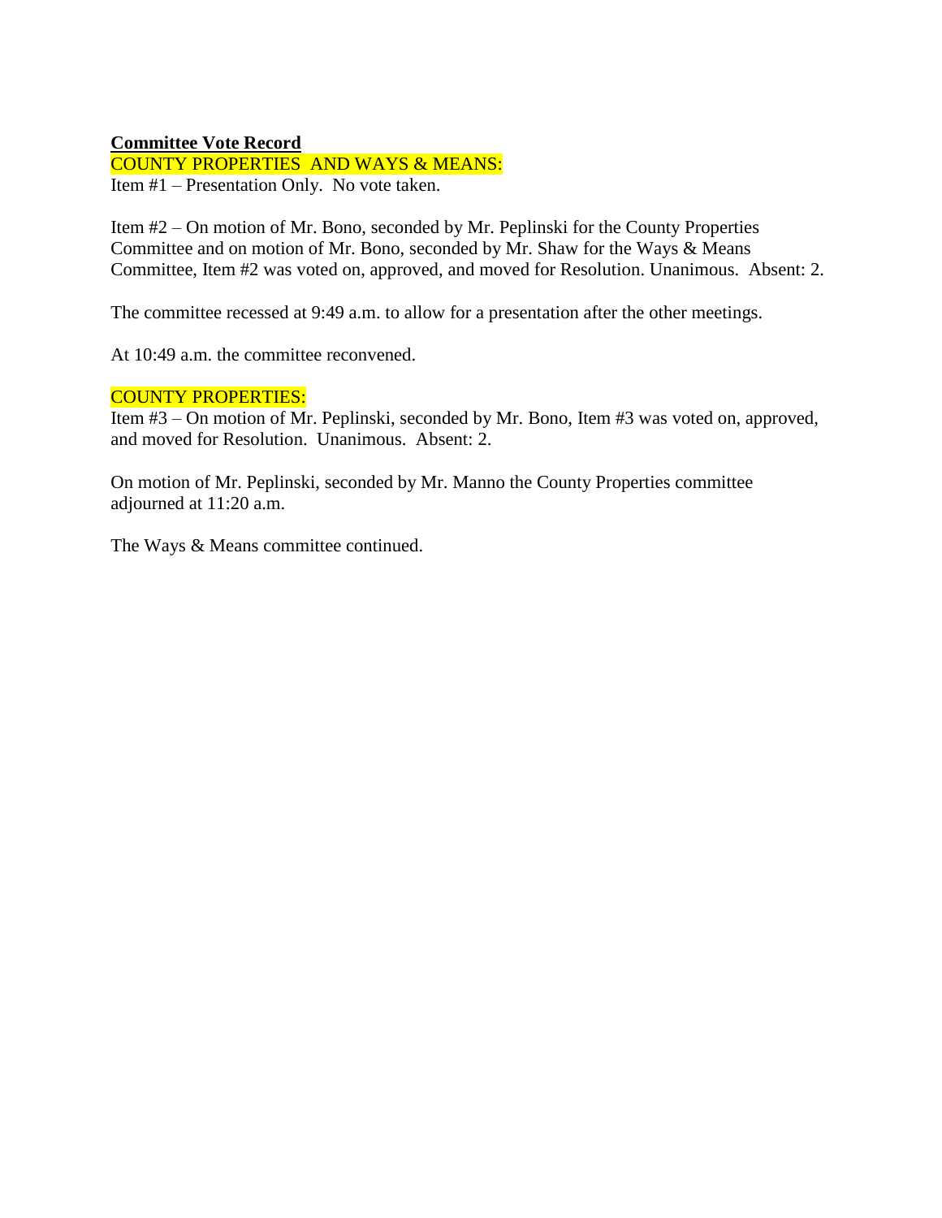**Committee Vote Record**

COUNTY PROPERTIES  AND WAYS & MEANS:

Item #1 – Presentation Only.  No vote taken.

Item #2 – On motion of Mr. Bono, seconded by Mr. Peplinski for the County Properties Committee and on motion of Mr. Bono, seconded by Mr. Shaw for the Ways & Means Committee, Item #2 was voted on, approved, and moved for Resolution. Unanimous.  Absent: 2.

The committee recessed at 9:49 a.m. to allow for a presentation after the other meetings.

At 10:49 a.m. the committee reconvened.

COUNTY PROPERTIES:

Item #3 – On motion of Mr. Peplinski, seconded by Mr. Bono, Item #3 was voted on, approved, and moved for Resolution.  Unanimous.  Absent: 2.

On motion of Mr. Peplinski, seconded by Mr. Manno the County Properties committee adjourned at 11:20 a.m.

The Ways & Means committee continued.